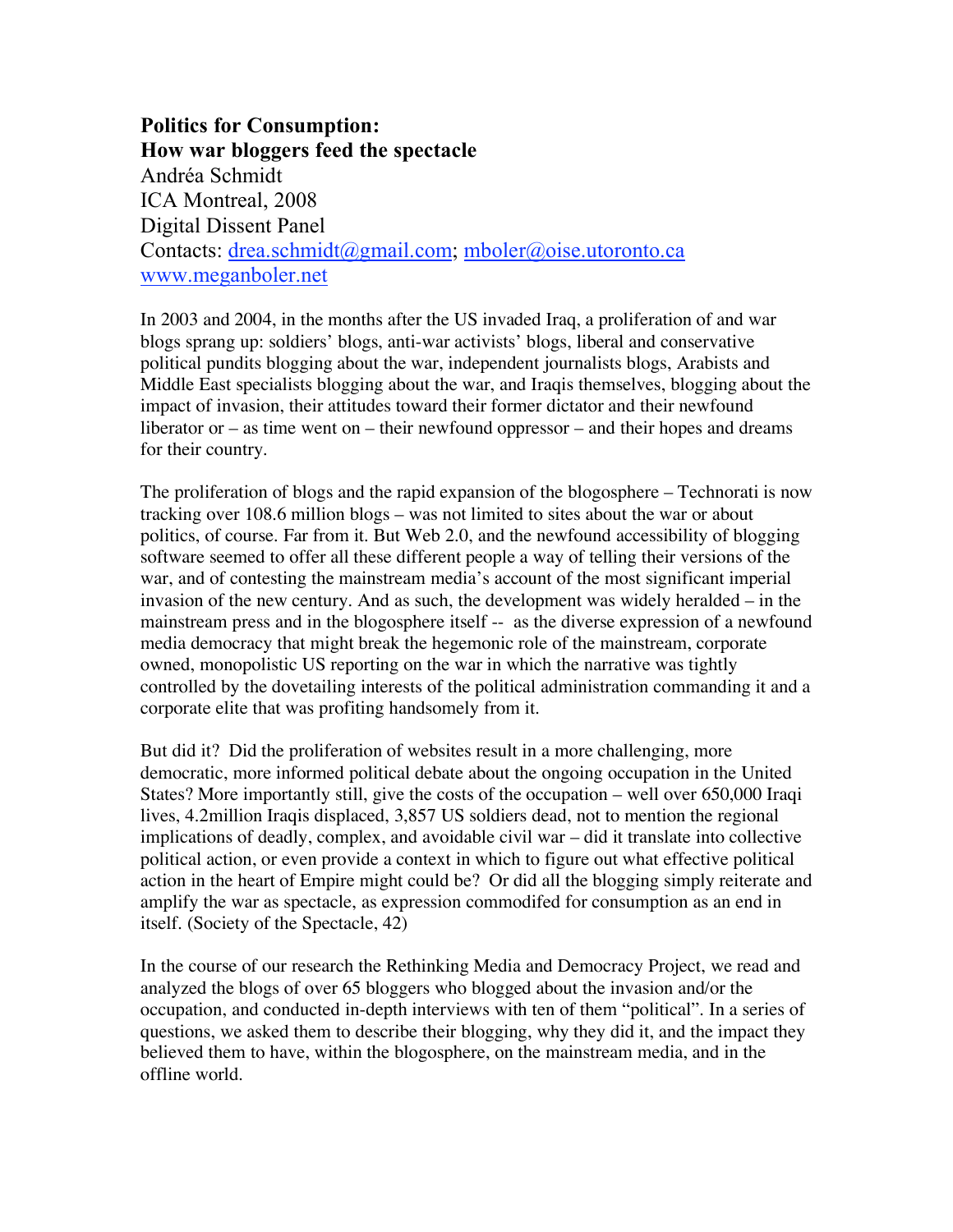**Politics for Consumption:**
**How war bloggers feed the spectacle**

Andréa Schmidt
ICA Montreal, 2008
Digital Dissent Panel
Contacts: drea.schmidt@gmail.com; mboler@oise.utoronto.ca
www.meganboler.net

In 2003 and 2004, in the months after the US invaded Iraq, a proliferation of and war blogs sprang up: soldiers' blogs, anti-war activists' blogs, liberal and conservative political pundits blogging about the war, independent journalists blogs, Arabists and Middle East specialists blogging about the war, and Iraqis themselves, blogging about the impact of invasion, their attitudes toward their former dictator and their newfound liberator or – as time went on – their newfound oppressor – and their hopes and dreams for their country.

The proliferation of blogs and the rapid expansion of the blogosphere – Technorati is now tracking over 108.6 million blogs – was not limited to sites about the war or about politics, of course. Far from it. But Web 2.0, and the newfound accessibility of blogging software seemed to offer all these different people a way of telling their versions of the war, and of contesting the mainstream media's account of the most significant imperial invasion of the new century. And as such, the development was widely heralded – in the mainstream press and in the blogosphere itself -- as the diverse expression of a newfound media democracy that might break the hegemonic role of the mainstream, corporate owned, monopolistic US reporting on the war in which the narrative was tightly controlled by the dovetailing interests of the political administration commanding it and a corporate elite that was profiting handsomely from it.

But did it? Did the proliferation of websites result in a more challenging, more democratic, more informed political debate about the ongoing occupation in the United States? More importantly still, give the costs of the occupation – well over 650,000 Iraqi lives, 4.2million Iraqis displaced, 3,857 US soldiers dead, not to mention the regional implications of deadly, complex, and avoidable civil war – did it translate into collective political action, or even provide a context in which to figure out what effective political action in the heart of Empire might could be? Or did all the blogging simply reiterate and amplify the war as spectacle, as expression commodifed for consumption as an end in itself. (Society of the Spectacle, 42)

In the course of our research the Rethinking Media and Democracy Project, we read and analyzed the blogs of over 65 bloggers who blogged about the invasion and/or the occupation, and conducted in-depth interviews with ten of them "political". In a series of questions, we asked them to describe their blogging, why they did it, and the impact they believed them to have, within the blogosphere, on the mainstream media, and in the offline world.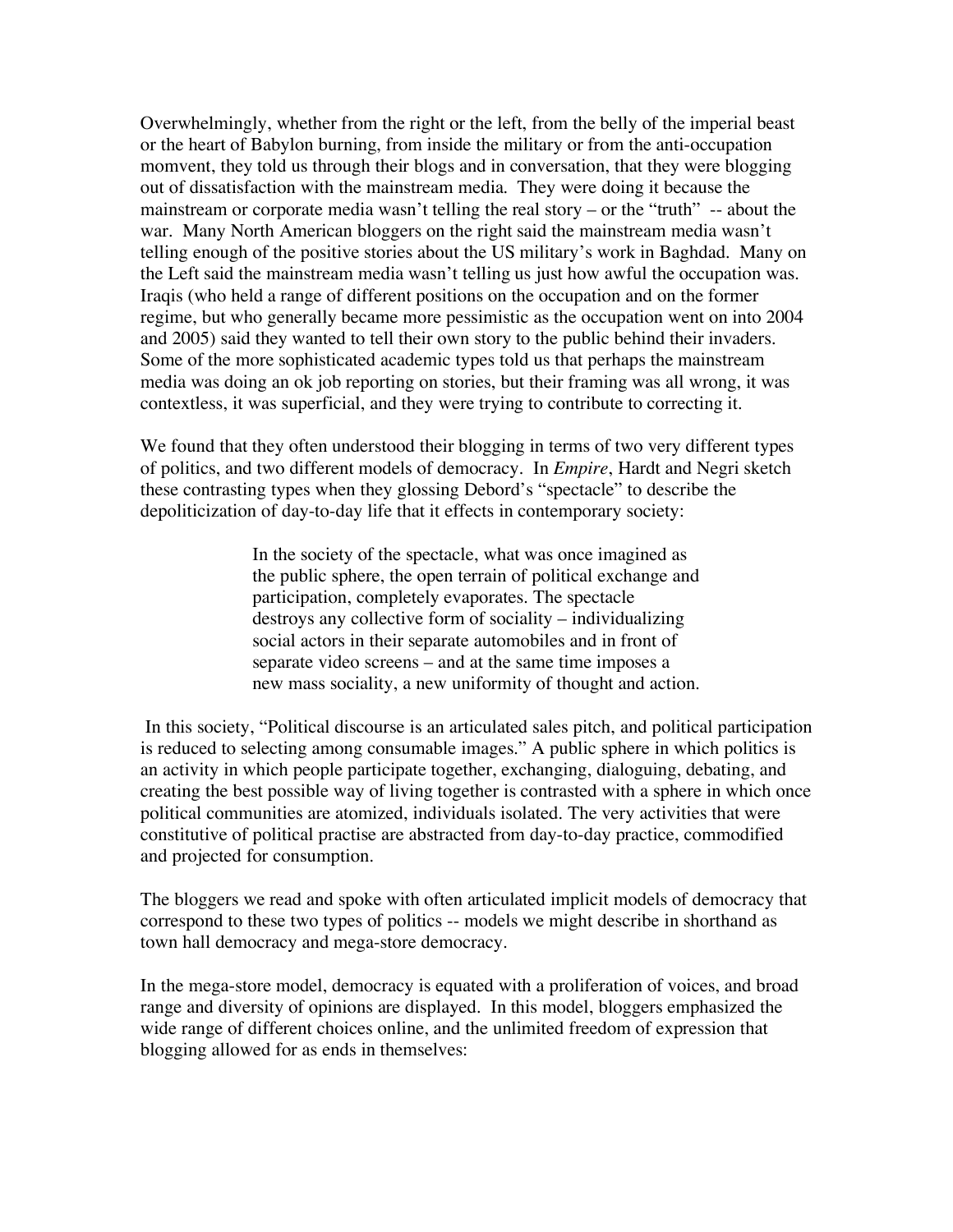Overwhelmingly, whether from the right or the left, from the belly of the imperial beast or the heart of Babylon burning, from inside the military or from the anti-occupation momvent, they told us through their blogs and in conversation, that they were blogging out of dissatisfaction with the mainstream media. They were doing it because the mainstream or corporate media wasn't telling the real story – or the "truth" -- about the war. Many North American bloggers on the right said the mainstream media wasn't telling enough of the positive stories about the US military's work in Baghdad. Many on the Left said the mainstream media wasn't telling us just how awful the occupation was. Iraqis (who held a range of different positions on the occupation and on the former regime, but who generally became more pessimistic as the occupation went on into 2004 and 2005) said they wanted to tell their own story to the public behind their invaders. Some of the more sophisticated academic types told us that perhaps the mainstream media was doing an ok job reporting on stories, but their framing was all wrong, it was contextless, it was superficial, and they were trying to contribute to correcting it.

We found that they often understood their blogging in terms of two very different types of politics, and two different models of democracy. In *Empire*, Hardt and Negri sketch these contrasting types when they glossing Debord's "spectacle" to describe the depoliticization of day-to-day life that it effects in contemporary society:

> In the society of the spectacle, what was once imagined as the public sphere, the open terrain of political exchange and participation, completely evaporates. The spectacle destroys any collective form of sociality – individualizing social actors in their separate automobiles and in front of separate video screens – and at the same time imposes a new mass sociality, a new uniformity of thought and action.

In this society, "Political discourse is an articulated sales pitch, and political participation is reduced to selecting among consumable images." A public sphere in which politics is an activity in which people participate together, exchanging, dialoguing, debating, and creating the best possible way of living together is contrasted with a sphere in which once political communities are atomized, individuals isolated. The very activities that were constitutive of political practise are abstracted from day-to-day practice, commodified and projected for consumption.

The bloggers we read and spoke with often articulated implicit models of democracy that correspond to these two types of politics -- models we might describe in shorthand as town hall democracy and mega-store democracy.

In the mega-store model, democracy is equated with a proliferation of voices, and broad range and diversity of opinions are displayed. In this model, bloggers emphasized the wide range of different choices online, and the unlimited freedom of expression that blogging allowed for as ends in themselves: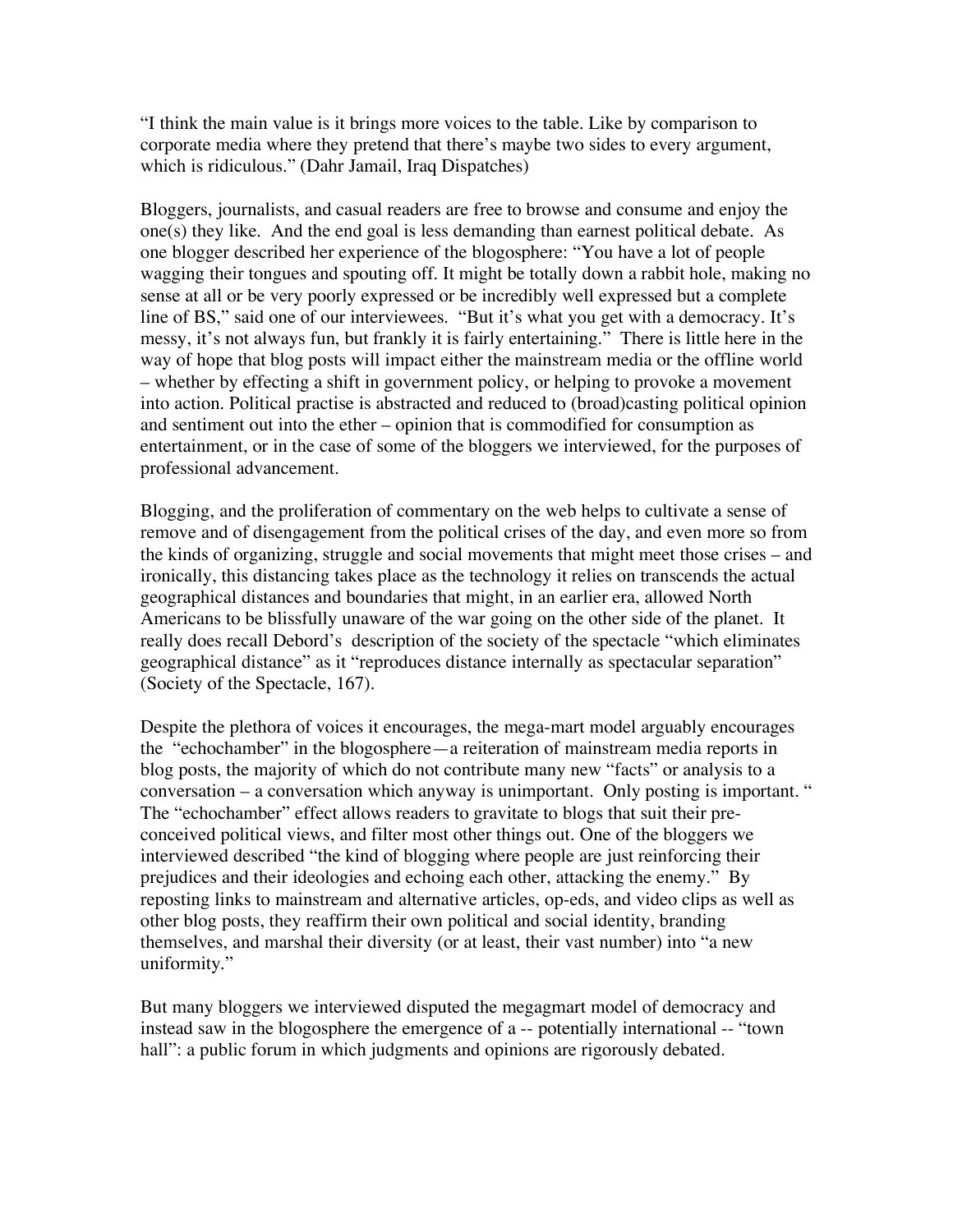"I think the main value is it brings more voices to the table. Like by comparison to corporate media where they pretend that there's maybe two sides to every argument, which is ridiculous." (Dahr Jamail, Iraq Dispatches)

Bloggers, journalists, and casual readers are free to browse and consume and enjoy the one(s) they like. And the end goal is less demanding than earnest political debate. As one blogger described her experience of the blogosphere: "You have a lot of people wagging their tongues and spouting off. It might be totally down a rabbit hole, making no sense at all or be very poorly expressed or be incredibly well expressed but a complete line of BS," said one of our interviewees. "But it's what you get with a democracy. It's messy, it's not always fun, but frankly it is fairly entertaining." There is little here in the way of hope that blog posts will impact either the mainstream media or the offline world – whether by effecting a shift in government policy, or helping to provoke a movement into action. Political practise is abstracted and reduced to (broad)casting political opinion and sentiment out into the ether – opinion that is commodified for consumption as entertainment, or in the case of some of the bloggers we interviewed, for the purposes of professional advancement.

Blogging, and the proliferation of commentary on the web helps to cultivate a sense of remove and of disengagement from the political crises of the day, and even more so from the kinds of organizing, struggle and social movements that might meet those crises – and ironically, this distancing takes place as the technology it relies on transcends the actual geographical distances and boundaries that might, in an earlier era, allowed North Americans to be blissfully unaware of the war going on the other side of the planet. It really does recall Debord's description of the society of the spectacle "which eliminates geographical distance" as it "reproduces distance internally as spectacular separation" (Society of the Spectacle, 167).

Despite the plethora of voices it encourages, the mega-mart model arguably encourages the "echochamber" in the blogosphere—a reiteration of mainstream media reports in blog posts, the majority of which do not contribute many new "facts" or analysis to a conversation – a conversation which anyway is unimportant. Only posting is important. " The "echochamber" effect allows readers to gravitate to blogs that suit their pre-conceived political views, and filter most other things out. One of the bloggers we interviewed described "the kind of blogging where people are just reinforcing their prejudices and their ideologies and echoing each other, attacking the enemy." By reposting links to mainstream and alternative articles, op-eds, and video clips as well as other blog posts, they reaffirm their own political and social identity, branding themselves, and marshal their diversity (or at least, their vast number) into "a new uniformity."

But many bloggers we interviewed disputed the megagmart model of democracy and instead saw in the blogosphere the emergence of a -- potentially international -- "town hall": a public forum in which judgments and opinions are rigorously debated.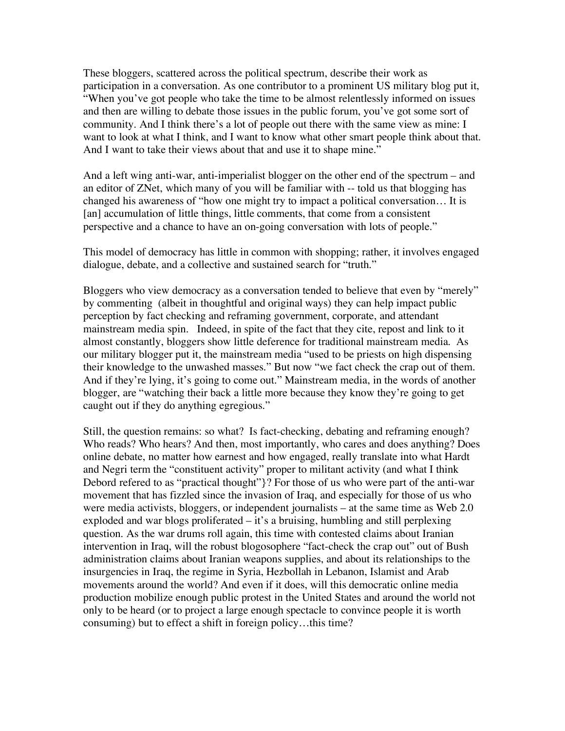These bloggers, scattered across the political spectrum, describe their work as participation in a conversation. As one contributor to a prominent US military blog put it, "When you've got people who take the time to be almost relentlessly informed on issues and then are willing to debate those issues in the public forum, you've got some sort of community. And I think there's a lot of people out there with the same view as mine: I want to look at what I think, and I want to know what other smart people think about that. And I want to take their views about that and use it to shape mine."

And a left wing anti-war, anti-imperialist blogger on the other end of the spectrum – and an editor of ZNet, which many of you will be familiar with -- told us that blogging has changed his awareness of "how one might try to impact a political conversation… It is [an] accumulation of little things, little comments, that come from a consistent perspective and a chance to have an on-going conversation with lots of people."

This model of democracy has little in common with shopping; rather, it involves engaged dialogue, debate, and a collective and sustained search for "truth."

Bloggers who view democracy as a conversation tended to believe that even by "merely" by commenting (albeit in thoughtful and original ways) they can help impact public perception by fact checking and reframing government, corporate, and attendant mainstream media spin. Indeed, in spite of the fact that they cite, repost and link to it almost constantly, bloggers show little deference for traditional mainstream media. As our military blogger put it, the mainstream media "used to be priests on high dispensing their knowledge to the unwashed masses." But now "we fact check the crap out of them. And if they're lying, it's going to come out." Mainstream media, in the words of another blogger, are "watching their back a little more because they know they're going to get caught out if they do anything egregious."

Still, the question remains: so what? Is fact-checking, debating and reframing enough? Who reads? Who hears? And then, most importantly, who cares and does anything? Does online debate, no matter how earnest and how engaged, really translate into what Hardt and Negri term the "constituent activity" proper to militant activity (and what I think Debord refered to as "practical thought"}? For those of us who were part of the anti-war movement that has fizzled since the invasion of Iraq, and especially for those of us who were media activists, bloggers, or independent journalists – at the same time as Web 2.0 exploded and war blogs proliferated – it's a bruising, humbling and still perplexing question. As the war drums roll again, this time with contested claims about Iranian intervention in Iraq, will the robust blogosophere "fact-check the crap out" out of Bush administration claims about Iranian weapons supplies, and about its relationships to the insurgencies in Iraq, the regime in Syria, Hezbollah in Lebanon, Islamist and Arab movements around the world? And even if it does, will this democratic online media production mobilize enough public protest in the United States and around the world not only to be heard (or to project a large enough spectacle to convince people it is worth consuming) but to effect a shift in foreign policy…this time?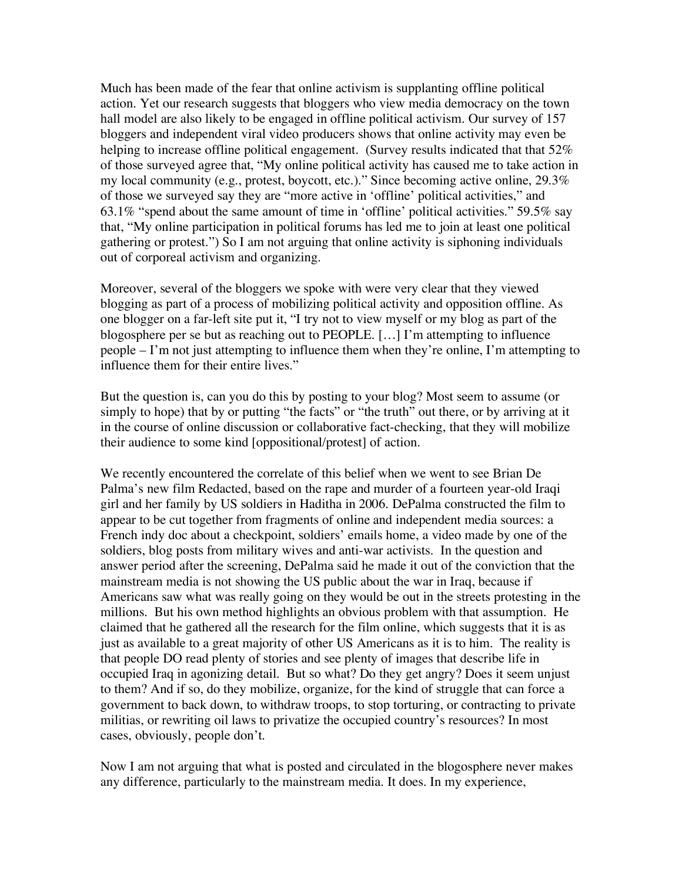Much has been made of the fear that online activism is supplanting offline political action. Yet our research suggests that bloggers who view media democracy on the town hall model are also likely to be engaged in offline political activism. Our survey of 157 bloggers and independent viral video producers shows that online activity may even be helping to increase offline political engagement. (Survey results indicated that that 52% of those surveyed agree that, "My online political activity has caused me to take action in my local community (e.g., protest, boycott, etc.)." Since becoming active online, 29.3% of those we surveyed say they are "more active in 'offline' political activities," and 63.1% "spend about the same amount of time in 'offline' political activities." 59.5% say that, "My online participation in political forums has led me to join at least one political gathering or protest.") So I am not arguing that online activity is siphoning individuals out of corporeal activism and organizing.

Moreover, several of the bloggers we spoke with were very clear that they viewed blogging as part of a process of mobilizing political activity and opposition offline. As one blogger on a far-left site put it, "I try not to view myself or my blog as part of the blogosphere per se but as reaching out to PEOPLE. […] I'm attempting to influence people – I'm not just attempting to influence them when they're online, I'm attempting to influence them for their entire lives."

But the question is, can you do this by posting to your blog? Most seem to assume (or simply to hope) that by or putting "the facts" or "the truth" out there, or by arriving at it in the course of online discussion or collaborative fact-checking, that they will mobilize their audience to some kind [oppositional/protest] of action.

We recently encountered the correlate of this belief when we went to see Brian De Palma's new film Redacted, based on the rape and murder of a fourteen year-old Iraqi girl and her family by US soldiers in Haditha in 2006. DePalma constructed the film to appear to be cut together from fragments of online and independent media sources: a French indy doc about a checkpoint, soldiers' emails home, a video made by one of the soldiers, blog posts from military wives and anti-war activists. In the question and answer period after the screening, DePalma said he made it out of the conviction that the mainstream media is not showing the US public about the war in Iraq, because if Americans saw what was really going on they would be out in the streets protesting in the millions. But his own method highlights an obvious problem with that assumption. He claimed that he gathered all the research for the film online, which suggests that it is as just as available to a great majority of other US Americans as it is to him. The reality is that people DO read plenty of stories and see plenty of images that describe life in occupied Iraq in agonizing detail. But so what? Do they get angry? Does it seem unjust to them? And if so, do they mobilize, organize, for the kind of struggle that can force a government to back down, to withdraw troops, to stop torturing, or contracting to private militias, or rewriting oil laws to privatize the occupied country's resources? In most cases, obviously, people don't.

Now I am not arguing that what is posted and circulated in the blogosphere never makes any difference, particularly to the mainstream media. It does. In my experience,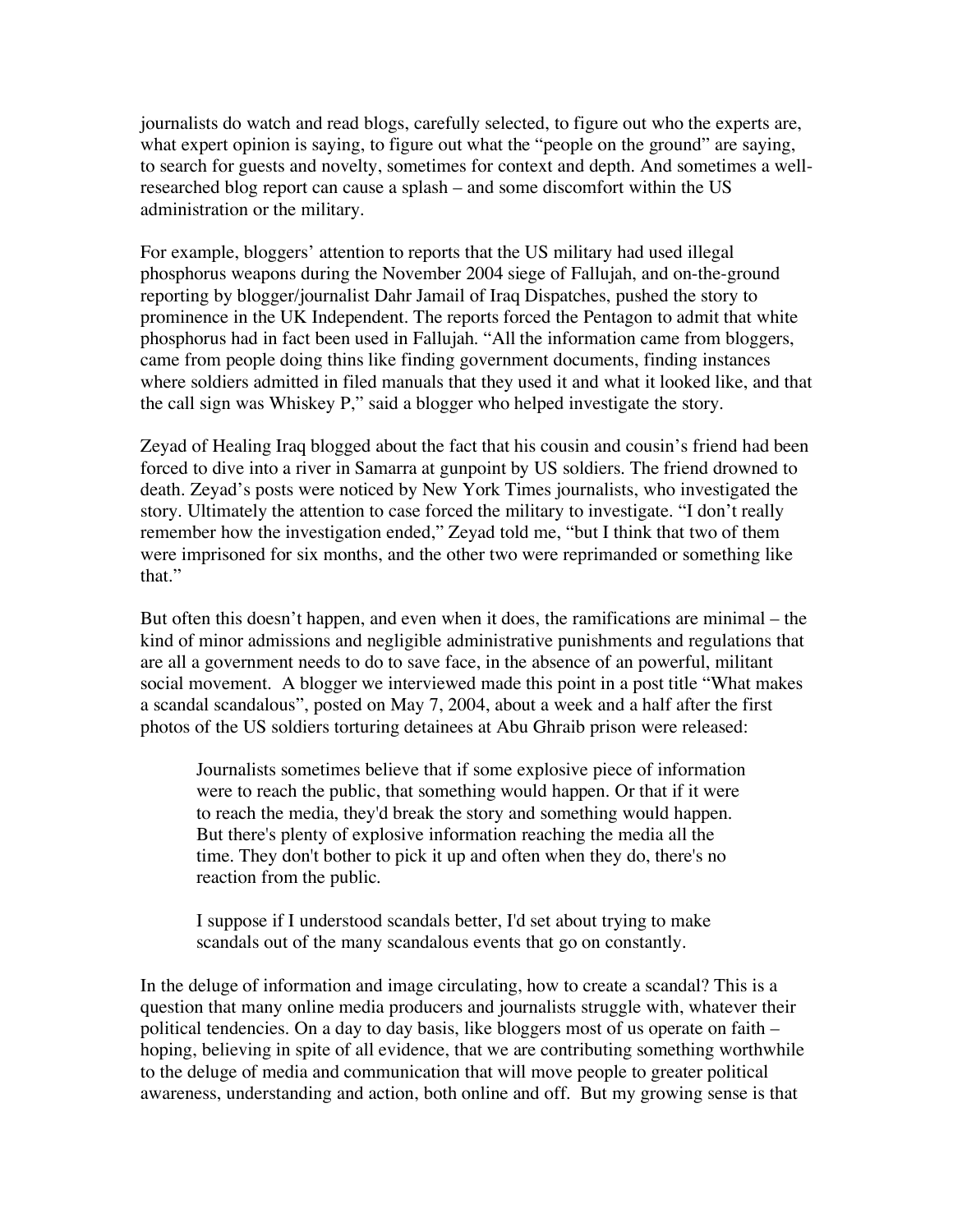journalists do watch and read blogs, carefully selected, to figure out who the experts are, what expert opinion is saying, to figure out what the "people on the ground" are saying, to search for guests and novelty, sometimes for context and depth. And sometimes a well-researched blog report can cause a splash – and some discomfort within the US administration or the military.

For example, bloggers' attention to reports that the US military had used illegal phosphorus weapons during the November 2004 siege of Fallujah, and on-the-ground reporting by blogger/journalist Dahr Jamail of Iraq Dispatches, pushed the story to prominence in the UK Independent. The reports forced the Pentagon to admit that white phosphorus had in fact been used in Fallujah. "All the information came from bloggers, came from people doing thins like finding government documents, finding instances where soldiers admitted in filed manuals that they used it and what it looked like, and that the call sign was Whiskey P," said a blogger who helped investigate the story.

Zeyad of Healing Iraq blogged about the fact that his cousin and cousin's friend had been forced to dive into a river in Samarra at gunpoint by US soldiers. The friend drowned to death. Zeyad's posts were noticed by New York Times journalists, who investigated the story. Ultimately the attention to case forced the military to investigate. "I don't really remember how the investigation ended," Zeyad told me, "but I think that two of them were imprisoned for six months, and the other two were reprimanded or something like that."

But often this doesn't happen, and even when it does, the ramifications are minimal – the kind of minor admissions and negligible administrative punishments and regulations that are all a government needs to do to save face, in the absence of an powerful, militant social movement. A blogger we interviewed made this point in a post title "What makes a scandal scandalous", posted on May 7, 2004, about a week and a half after the first photos of the US soldiers torturing detainees at Abu Ghraib prison were released:

> Journalists sometimes believe that if some explosive piece of information were to reach the public, that something would happen. Or that if it were to reach the media, they'd break the story and something would happen. But there's plenty of explosive information reaching the media all the time. They don't bother to pick it up and often when they do, there's no reaction from the public.
>
> I suppose if I understood scandals better, I'd set about trying to make scandals out of the many scandalous events that go on constantly.

In the deluge of information and image circulating, how to create a scandal? This is a question that many online media producers and journalists struggle with, whatever their political tendencies. On a day to day basis, like bloggers most of us operate on faith – hoping, believing in spite of all evidence, that we are contributing something worthwhile to the deluge of media and communication that will move people to greater political awareness, understanding and action, both online and off. But my growing sense is that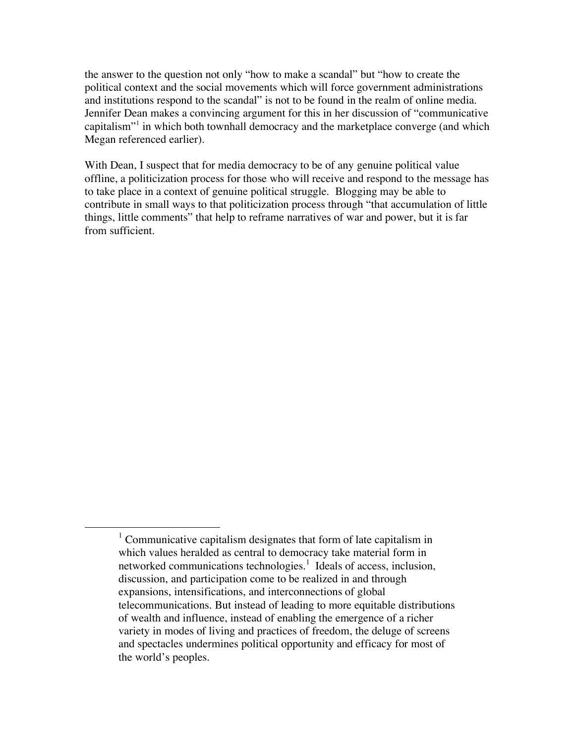the answer to the question not only "how to make a scandal" but "how to create the political context and the social movements which will force government administrations and institutions respond to the scandal" is not to be found in the realm of online media. Jennifer Dean makes a convincing argument for this in her discussion of "communicative capitalism"[1] in which both townhall democracy and the marketplace converge (and which Megan referenced earlier).

With Dean, I suspect that for media democracy to be of any genuine political value offline, a politicization process for those who will receive and respond to the message has to take place in a context of genuine political struggle. Blogging may be able to contribute in small ways to that politicization process through "that accumulation of little things, little comments" that help to reframe narratives of war and power, but it is far from sufficient.

---

[1] Communicative capitalism designates that form of late capitalism in which values heralded as central to democracy take material form in networked communications technologies.[1] Ideals of access, inclusion, discussion, and participation come to be realized in and through expansions, intensifications, and interconnections of global telecommunications. But instead of leading to more equitable distributions of wealth and influence, instead of enabling the emergence of a richer variety in modes of living and practices of freedom, the deluge of screens and spectacles undermines political opportunity and efficacy for most of the world's peoples.